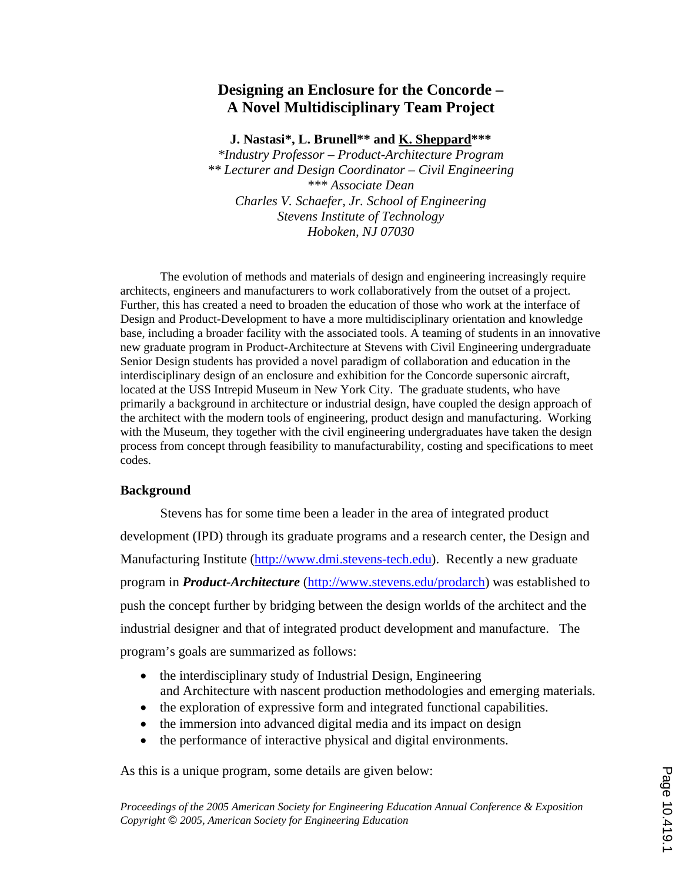# Designing an Enclosure for the Concorde – A Novel Multidisciplinary Team Project

**J. Nastasi\*, L. Brunell\*\* and K. Sheppard\*\*\***

*\*Industry Professor – Product-Architecture Program*
*\*\* Lecturer and Design Coordinator – Civil Engineering*
*\*\*\* Associate Dean*
*Charles V. Schaefer, Jr. School of Engineering*
*Stevens Institute of Technology*
*Hoboken, NJ 07030*

The evolution of methods and materials of design and engineering increasingly require architects, engineers and manufacturers to work collaboratively from the outset of a project. Further, this has created a need to broaden the education of those who work at the interface of Design and Product-Development to have a more multidisciplinary orientation and knowledge base, including a broader facility with the associated tools. A teaming of students in an innovative new graduate program in Product-Architecture at Stevens with Civil Engineering undergraduate Senior Design students has provided a novel paradigm of collaboration and education in the interdisciplinary design of an enclosure and exhibition for the Concorde supersonic aircraft, located at the USS Intrepid Museum in New York City. The graduate students, who have primarily a background in architecture or industrial design, have coupled the design approach of the architect with the modern tools of engineering, product design and manufacturing. Working with the Museum, they together with the civil engineering undergraduates have taken the design process from concept through feasibility to manufacturability, costing and specifications to meet codes.

## Background

Stevens has for some time been a leader in the area of integrated product development (IPD) through its graduate programs and a research center, the Design and Manufacturing Institute (http://www.dmi.stevens-tech.edu). Recently a new graduate program in ***Product-Architecture*** (http://www.stevens.edu/prodarch) was established to push the concept further by bridging between the design worlds of the architect and the industrial designer and that of integrated product development and manufacture. The program's goals are summarized as follows:

- the interdisciplinary study of Industrial Design, Engineering and Architecture with nascent production methodologies and emerging materials.
- the exploration of expressive form and integrated functional capabilities.
- the immersion into advanced digital media and its impact on design
- the performance of interactive physical and digital environments.

As this is a unique program, some details are given below: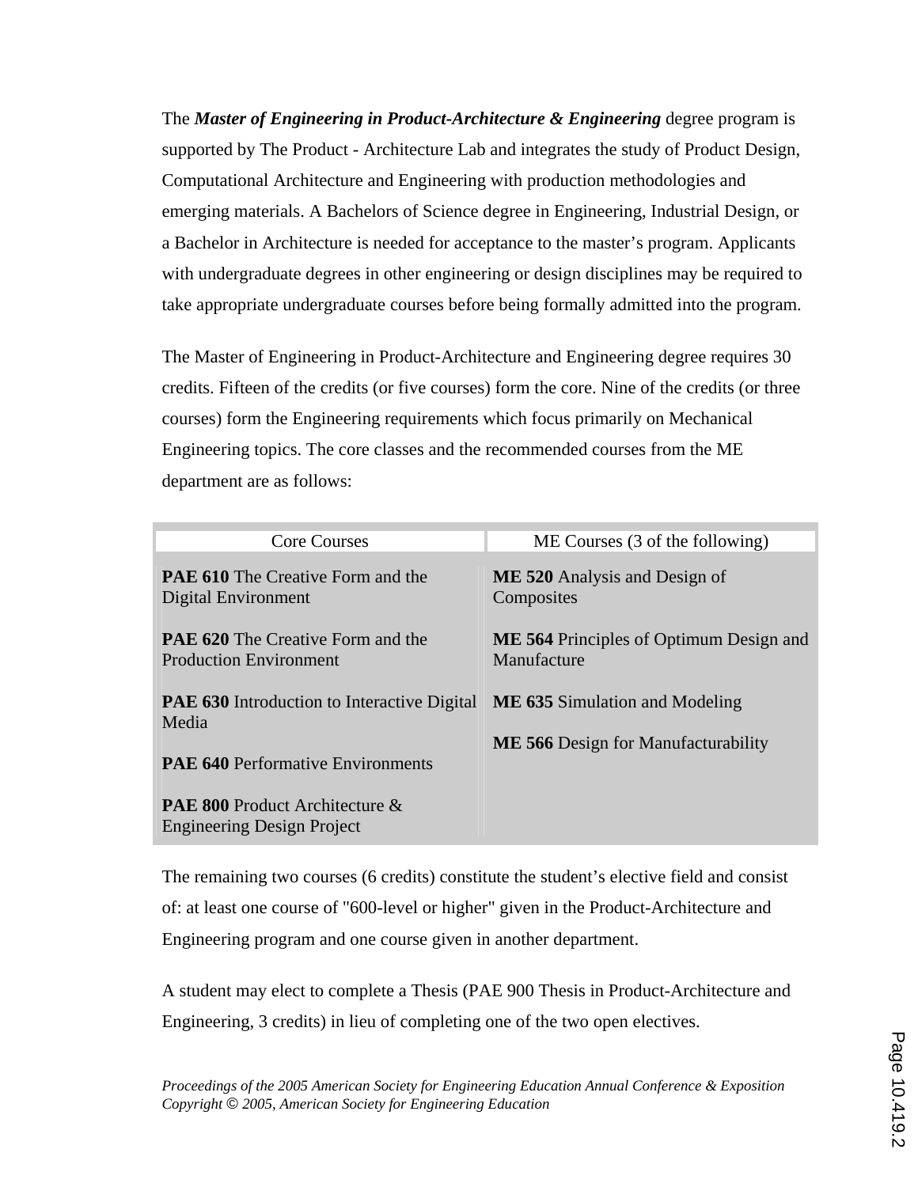The ***Master of Engineering in Product-Architecture & Engineering*** degree program is supported by The Product - Architecture Lab and integrates the study of Product Design, Computational Architecture and Engineering with production methodologies and emerging materials. A Bachelors of Science degree in Engineering, Industrial Design, or a Bachelor in Architecture is needed for acceptance to the master's program. Applicants with undergraduate degrees in other engineering or design disciplines may be required to take appropriate undergraduate courses before being formally admitted into the program.

The Master of Engineering in Product-Architecture and Engineering degree requires 30 credits. Fifteen of the credits (or five courses) form the core. Nine of the credits (or three courses) form the Engineering requirements which focus primarily on Mechanical Engineering topics. The core classes and the recommended courses from the ME department are as follows:

| Core Courses | ME Courses (3 of the following) |
|---|---|
| **PAE 610** The Creative Form and the Digital Environment | **ME 520** Analysis and Design of Composites |
| **PAE 620** The Creative Form and the Production Environment | **ME 564** Principles of Optimum Design and Manufacture |
| **PAE 630** Introduction to Interactive Digital Media | **ME 635** Simulation and Modeling |
| **PAE 640** Performative Environments | **ME 566** Design for Manufacturability |
| **PAE 800** Product Architecture & Engineering Design Project | |

The remaining two courses (6 credits) constitute the student's elective field and consist of: at least one course of "600-level or higher" given in the Product-Architecture and Engineering program and one course given in another department.

A student may elect to complete a Thesis (PAE 900 Thesis in Product-Architecture and Engineering, 3 credits) in lieu of completing one of the two open electives.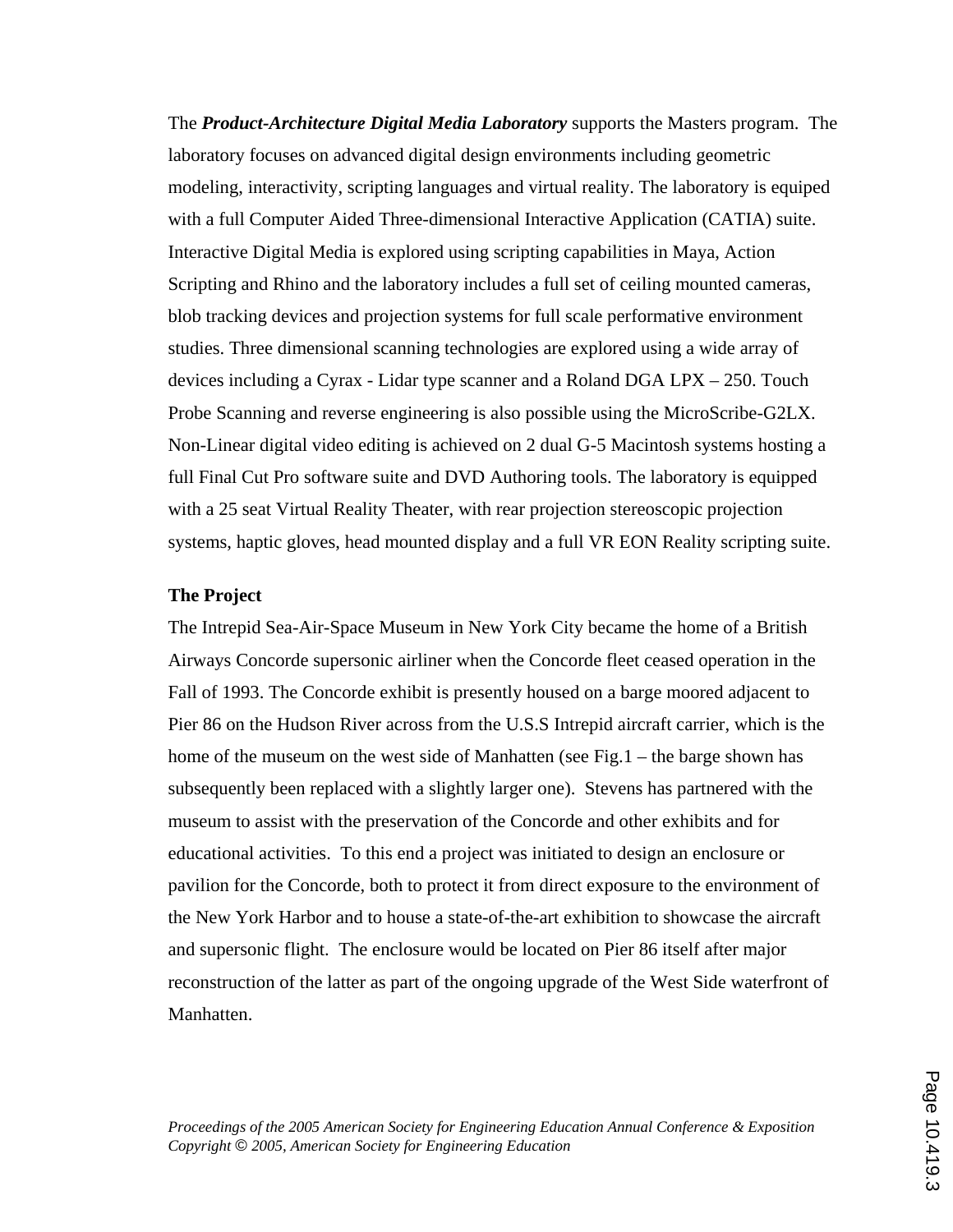The ***Product-Architecture Digital Media Laboratory*** supports the Masters program. The laboratory focuses on advanced digital design environments including geometric modeling, interactivity, scripting languages and virtual reality. The laboratory is equiped with a full Computer Aided Three-dimensional Interactive Application (CATIA) suite. Interactive Digital Media is explored using scripting capabilities in Maya, Action Scripting and Rhino and the laboratory includes a full set of ceiling mounted cameras, blob tracking devices and projection systems for full scale performative environment studies. Three dimensional scanning technologies are explored using a wide array of devices including a Cyrax - Lidar type scanner and a Roland DGA LPX – 250. Touch Probe Scanning and reverse engineering is also possible using the MicroScribe-G2LX. Non-Linear digital video editing is achieved on 2 dual G-5 Macintosh systems hosting a full Final Cut Pro software suite and DVD Authoring tools. The laboratory is equipped with a 25 seat Virtual Reality Theater, with rear projection stereoscopic projection systems, haptic gloves, head mounted display and a full VR EON Reality scripting suite.

**The Project**

The Intrepid Sea-Air-Space Museum in New York City became the home of a British Airways Concorde supersonic airliner when the Concorde fleet ceased operation in the Fall of 1993. The Concorde exhibit is presently housed on a barge moored adjacent to Pier 86 on the Hudson River across from the U.S.S Intrepid aircraft carrier, which is the home of the museum on the west side of Manhatten (see Fig.1 – the barge shown has subsequently been replaced with a slightly larger one). Stevens has partnered with the museum to assist with the preservation of the Concorde and other exhibits and for educational activities. To this end a project was initiated to design an enclosure or pavilion for the Concorde, both to protect it from direct exposure to the environment of the New York Harbor and to house a state-of-the-art exhibition to showcase the aircraft and supersonic flight. The enclosure would be located on Pier 86 itself after major reconstruction of the latter as part of the ongoing upgrade of the West Side waterfront of Manhatten.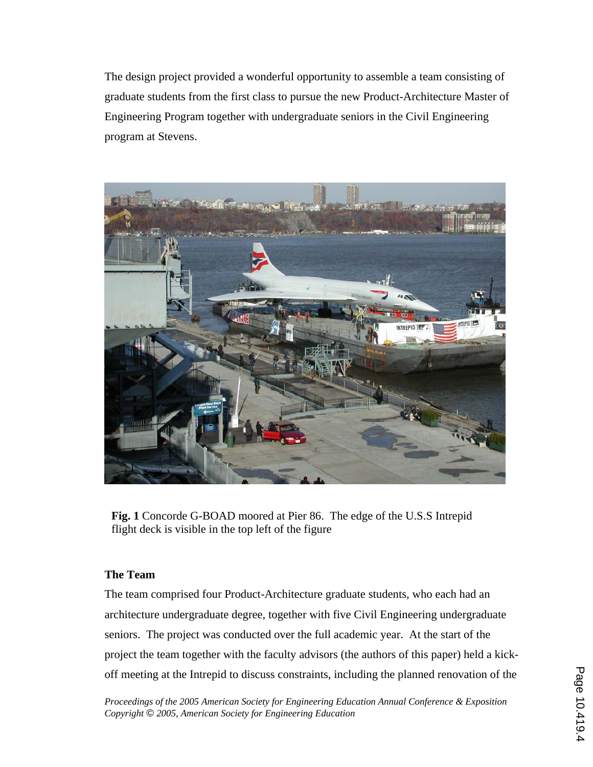The design project provided a wonderful opportunity to assemble a team consisting of graduate students from the first class to pursue the new Product-Architecture Master of Engineering Program together with undergraduate seniors in the Civil Engineering program at Stevens.

**Fig. 1** Concorde G-BOAD moored at Pier 86. The edge of the U.S.S Intrepid flight deck is visible in the top left of the figure

### The Team

The team comprised four Product-Architecture graduate students, who each had an architecture undergraduate degree, together with five Civil Engineering undergraduate seniors. The project was conducted over the full academic year. At the start of the project the team together with the faculty advisors (the authors of this paper) held a kick-off meeting at the Intrepid to discuss constraints, including the planned renovation of the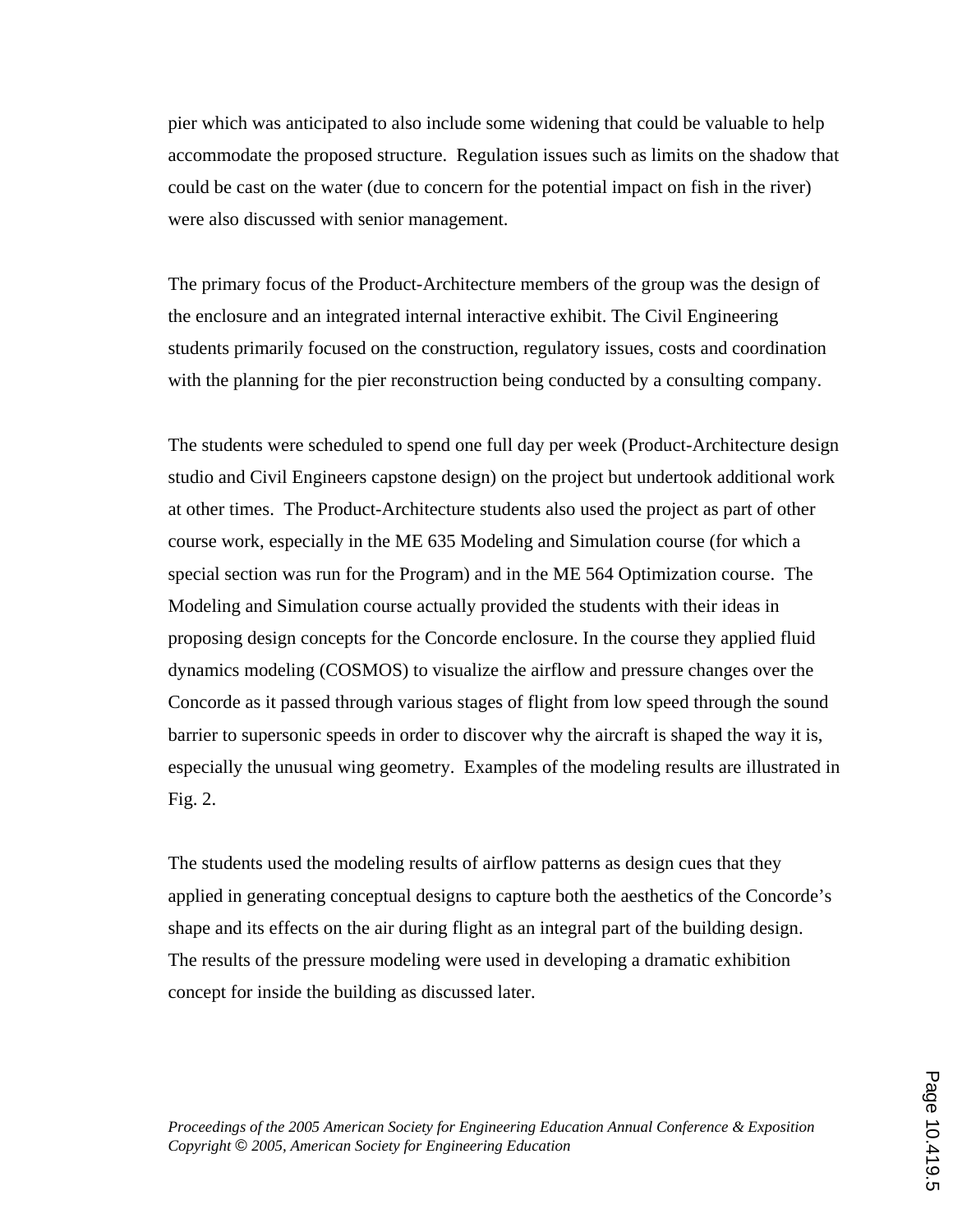pier which was anticipated to also include some widening that could be valuable to help accommodate the proposed structure. Regulation issues such as limits on the shadow that could be cast on the water (due to concern for the potential impact on fish in the river) were also discussed with senior management.

The primary focus of the Product-Architecture members of the group was the design of the enclosure and an integrated internal interactive exhibit. The Civil Engineering students primarily focused on the construction, regulatory issues, costs and coordination with the planning for the pier reconstruction being conducted by a consulting company.

The students were scheduled to spend one full day per week (Product-Architecture design studio and Civil Engineers capstone design) on the project but undertook additional work at other times. The Product-Architecture students also used the project as part of other course work, especially in the ME 635 Modeling and Simulation course (for which a special section was run for the Program) and in the ME 564 Optimization course. The Modeling and Simulation course actually provided the students with their ideas in proposing design concepts for the Concorde enclosure. In the course they applied fluid dynamics modeling (COSMOS) to visualize the airflow and pressure changes over the Concorde as it passed through various stages of flight from low speed through the sound barrier to supersonic speeds in order to discover why the aircraft is shaped the way it is, especially the unusual wing geometry. Examples of the modeling results are illustrated in Fig. 2.

The students used the modeling results of airflow patterns as design cues that they applied in generating conceptual designs to capture both the aesthetics of the Concorde's shape and its effects on the air during flight as an integral part of the building design. The results of the pressure modeling were used in developing a dramatic exhibition concept for inside the building as discussed later.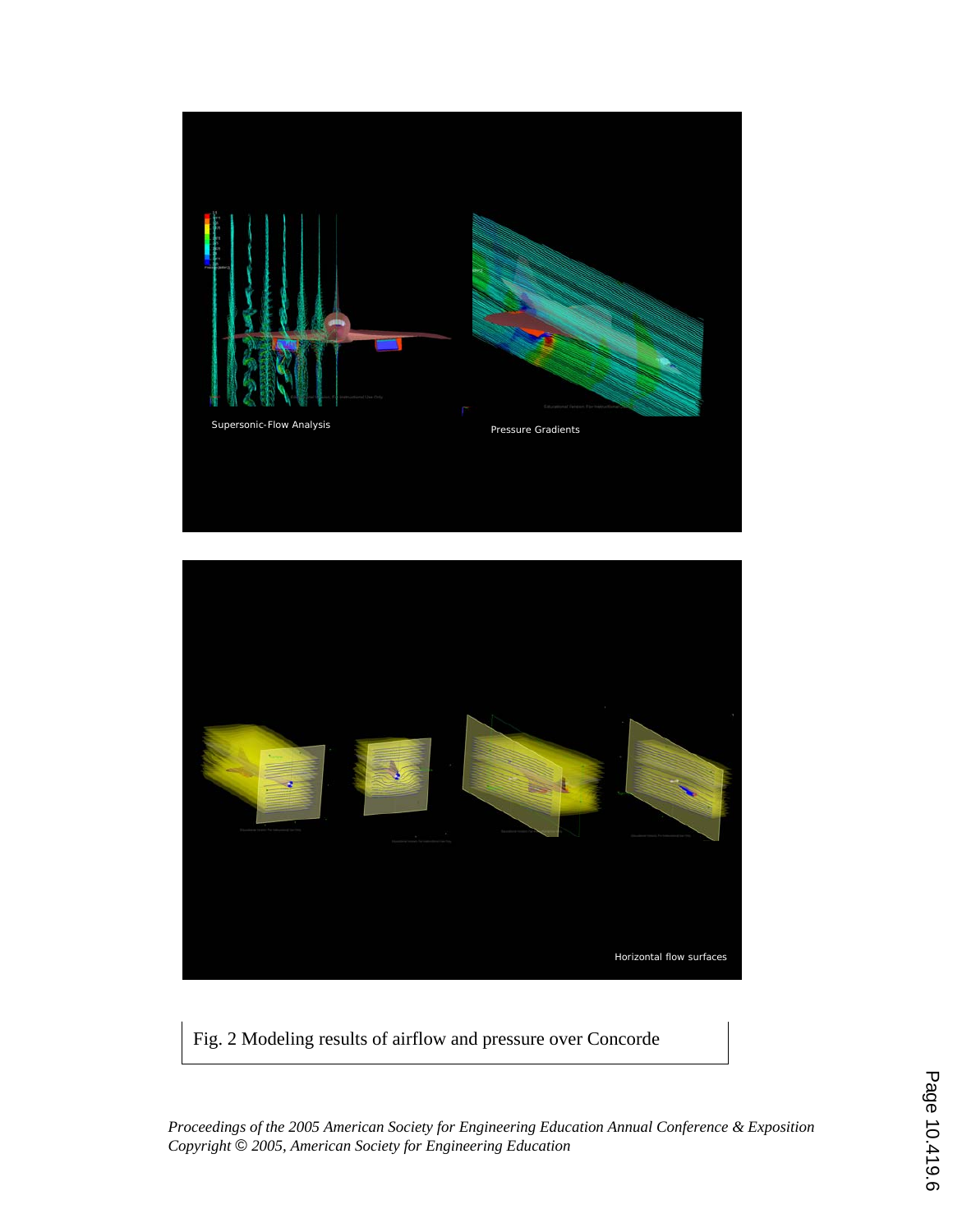Fig. 2 Modeling results of airflow and pressure over Concorde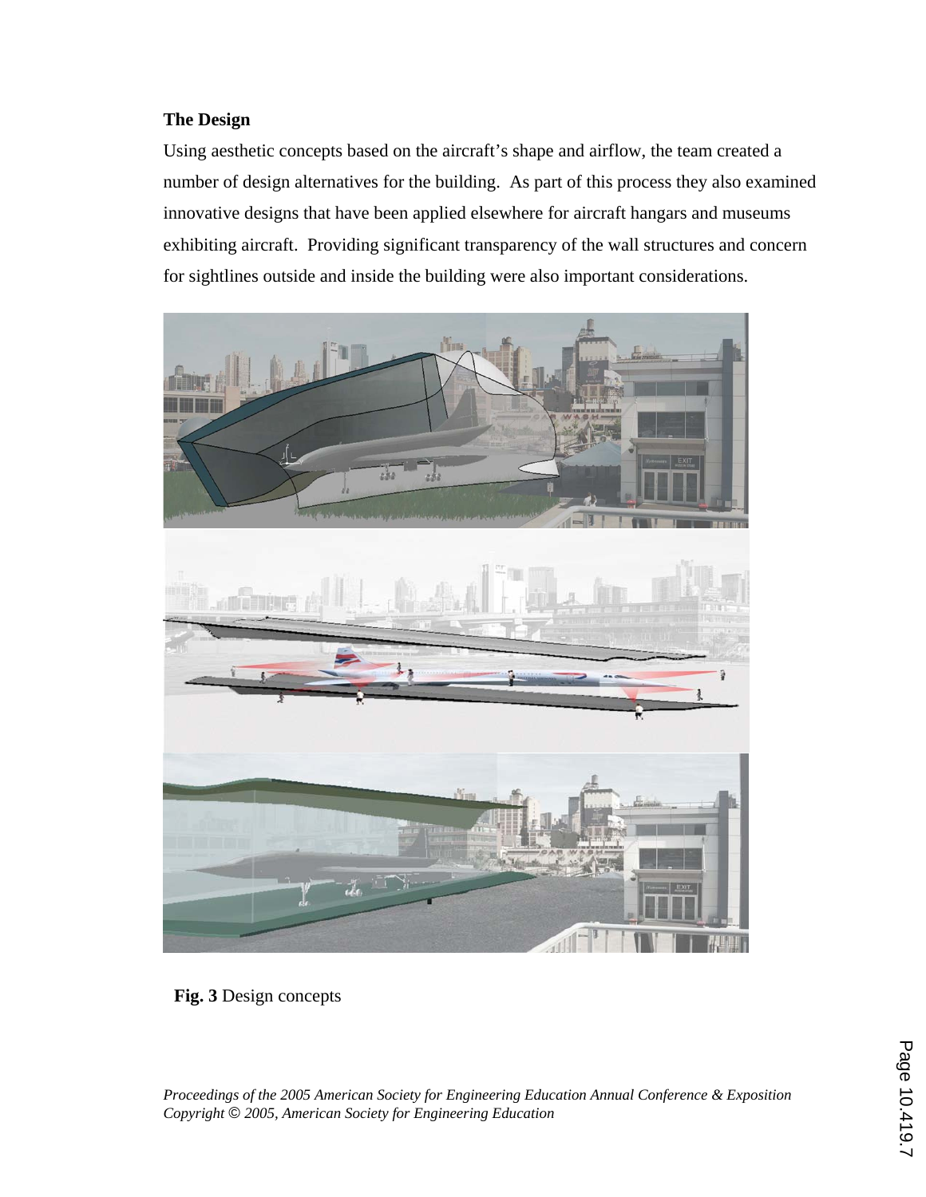## The Design

Using aesthetic concepts based on the aircraft's shape and airflow, the team created a number of design alternatives for the building. As part of this process they also examined innovative designs that have been applied elsewhere for aircraft hangars and museums exhibiting aircraft. Providing significant transparency of the wall structures and concern for sightlines outside and inside the building were also important considerations.

**Fig. 3** Design concepts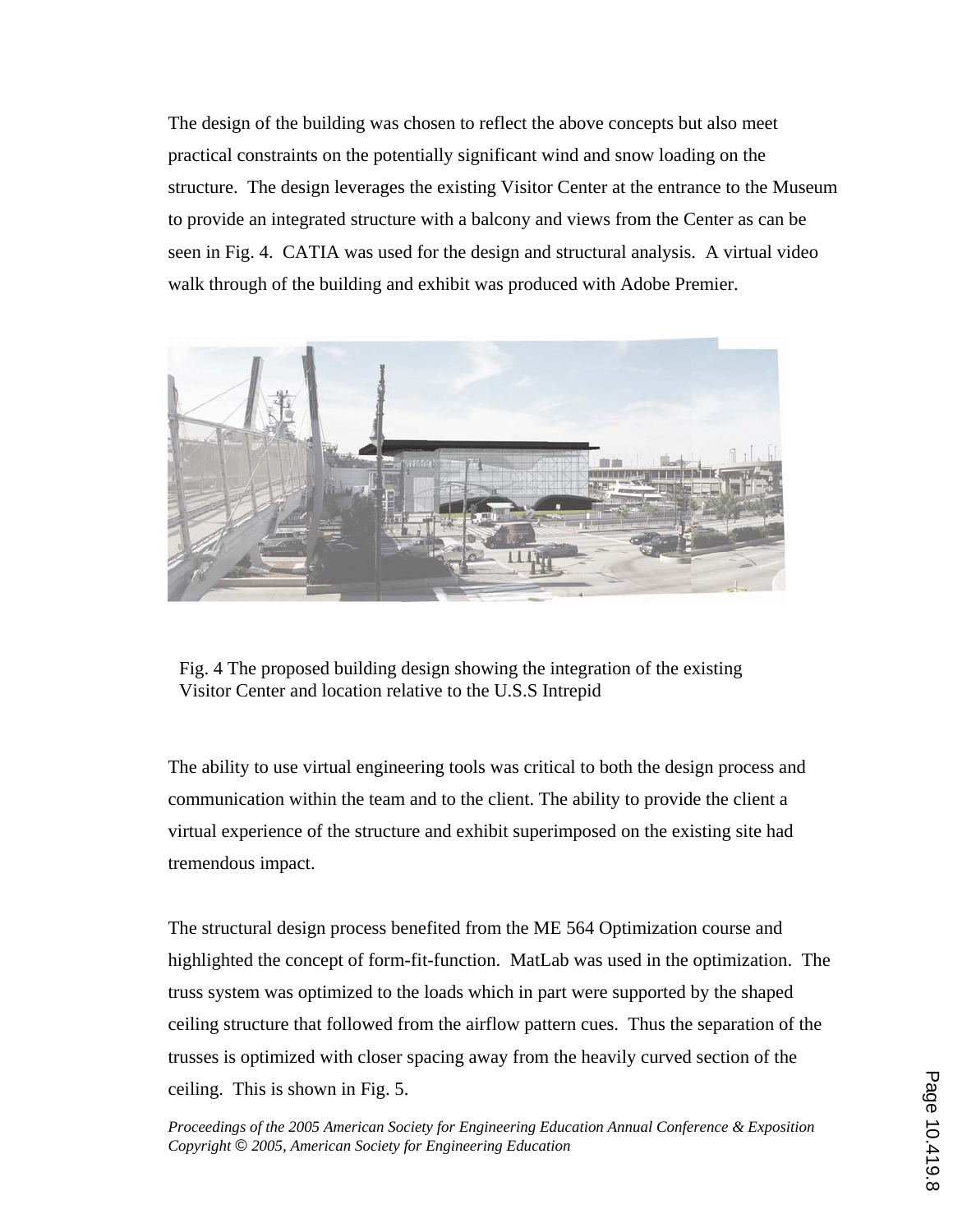The design of the building was chosen to reflect the above concepts but also meet practical constraints on the potentially significant wind and snow loading on the structure. The design leverages the existing Visitor Center at the entrance to the Museum to provide an integrated structure with a balcony and views from the Center as can be seen in Fig. 4. CATIA was used for the design and structural analysis. A virtual video walk through of the building and exhibit was produced with Adobe Premier.

Fig. 4 The proposed building design showing the integration of the existing Visitor Center and location relative to the U.S.S Intrepid

The ability to use virtual engineering tools was critical to both the design process and communication within the team and to the client. The ability to provide the client a virtual experience of the structure and exhibit superimposed on the existing site had tremendous impact.

The structural design process benefited from the ME 564 Optimization course and highlighted the concept of form-fit-function. MatLab was used in the optimization. The truss system was optimized to the loads which in part were supported by the shaped ceiling structure that followed from the airflow pattern cues. Thus the separation of the trusses is optimized with closer spacing away from the heavily curved section of the ceiling. This is shown in Fig. 5.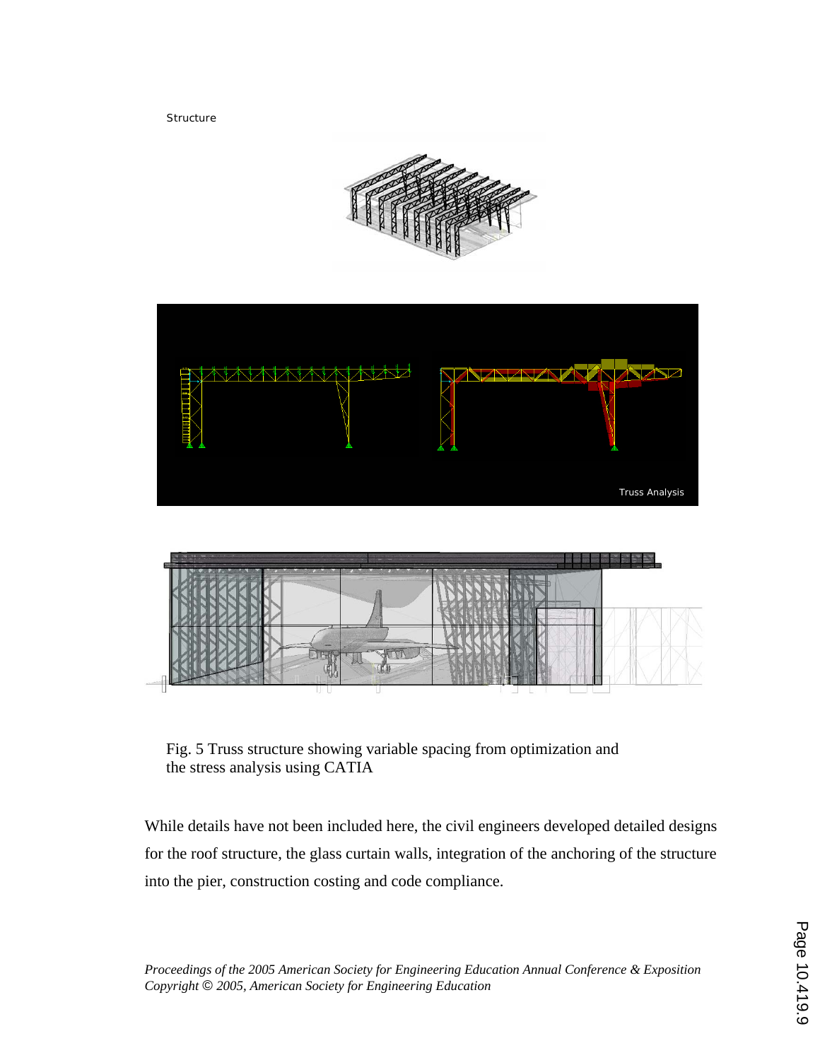Structure

Fig. 5 Truss structure showing variable spacing from optimization and the stress analysis using CATIA

While details have not been included here, the civil engineers developed detailed designs for the roof structure, the glass curtain walls, integration of the anchoring of the structure into the pier, construction costing and code compliance.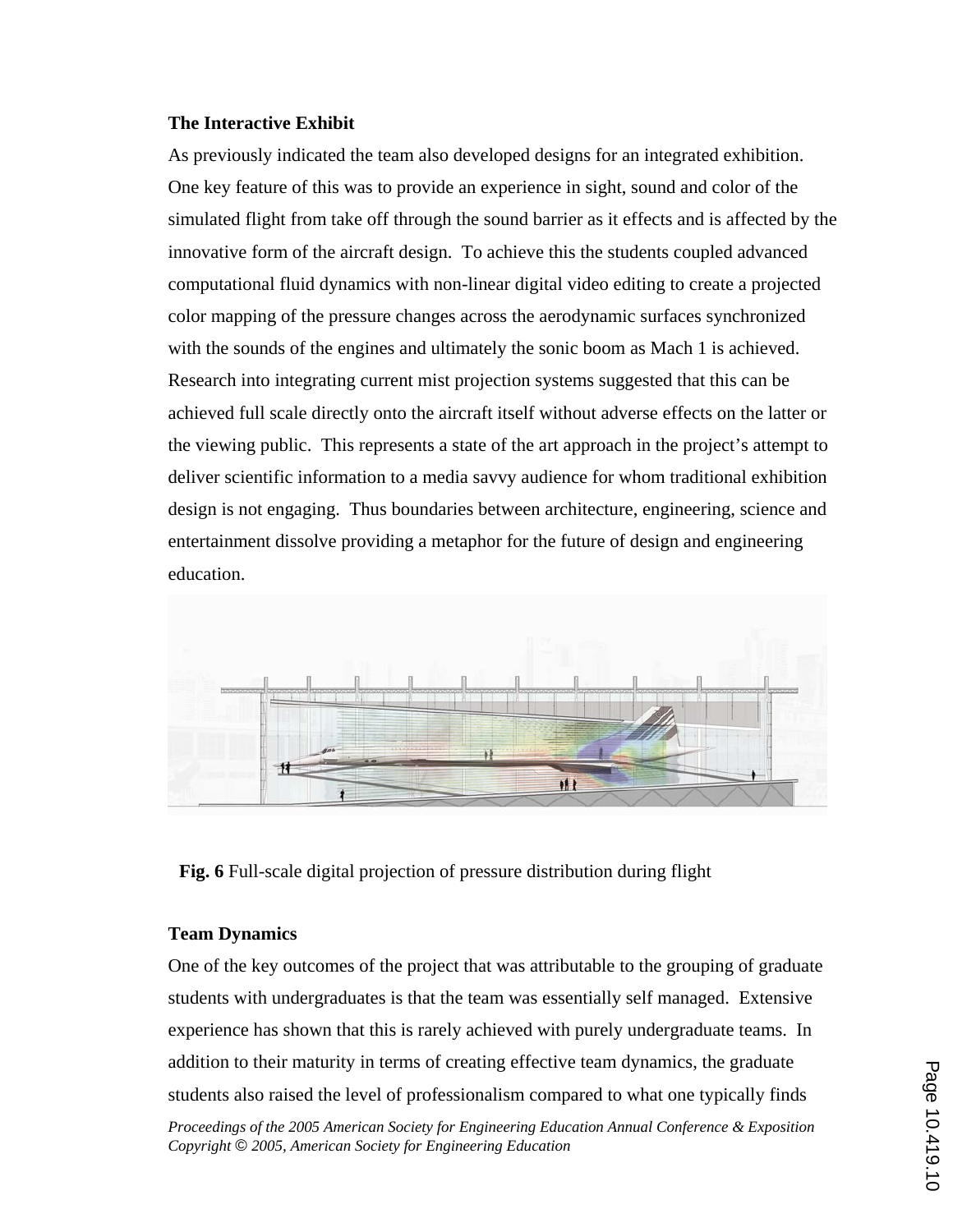**The Interactive Exhibit**

As previously indicated the team also developed designs for an integrated exhibition. One key feature of this was to provide an experience in sight, sound and color of the simulated flight from take off through the sound barrier as it effects and is affected by the innovative form of the aircraft design. To achieve this the students coupled advanced computational fluid dynamics with non-linear digital video editing to create a projected color mapping of the pressure changes across the aerodynamic surfaces synchronized with the sounds of the engines and ultimately the sonic boom as Mach 1 is achieved. Research into integrating current mist projection systems suggested that this can be achieved full scale directly onto the aircraft itself without adverse effects on the latter or the viewing public. This represents a state of the art approach in the project's attempt to deliver scientific information to a media savvy audience for whom traditional exhibition design is not engaging. Thus boundaries between architecture, engineering, science and entertainment dissolve providing a metaphor for the future of design and engineering education.

**Fig. 6** Full-scale digital projection of pressure distribution during flight

**Team Dynamics**

One of the key outcomes of the project that was attributable to the grouping of graduate students with undergraduates is that the team was essentially self managed. Extensive experience has shown that this is rarely achieved with purely undergraduate teams. In addition to their maturity in terms of creating effective team dynamics, the graduate students also raised the level of professionalism compared to what one typically finds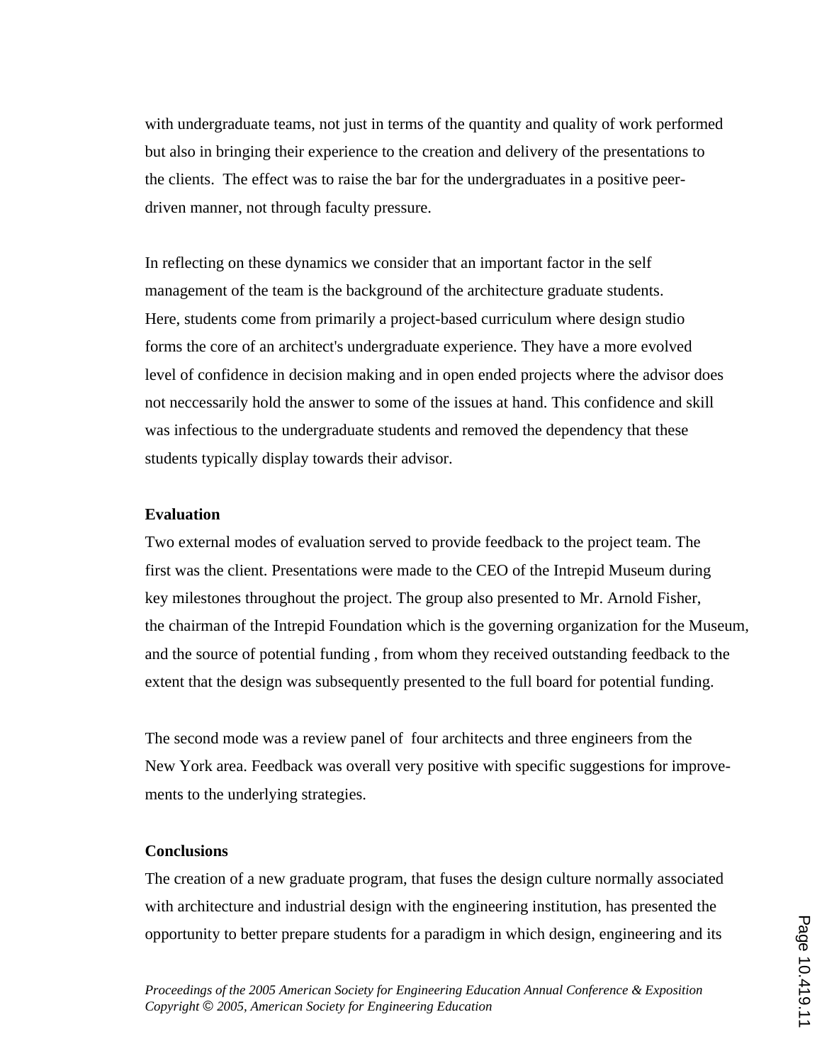with undergraduate teams, not just in terms of the quantity and quality of work performed but also in bringing their experience to the creation and delivery of the presentations to the clients. The effect was to raise the bar for the undergraduates in a positive peer-driven manner, not through faculty pressure.

In reflecting on these dynamics we consider that an important factor in the self management of the team is the background of the architecture graduate students. Here, students come from primarily a project-based curriculum where design studio forms the core of an architect's undergraduate experience. They have a more evolved level of confidence in decision making and in open ended projects where the advisor does not neccessarily hold the answer to some of the issues at hand. This confidence and skill was infectious to the undergraduate students and removed the dependency that these students typically display towards their advisor.

**Evaluation**

Two external modes of evaluation served to provide feedback to the project team. The first was the client. Presentations were made to the CEO of the Intrepid Museum during key milestones throughout the project. The group also presented to Mr. Arnold Fisher, the chairman of the Intrepid Foundation which is the governing organization for the Museum, and the source of potential funding , from whom they received outstanding feedback to the extent that the design was subsequently presented to the full board for potential funding.

The second mode was a review panel of four architects and three engineers from the New York area. Feedback was overall very positive with specific suggestions for improvements to the underlying strategies.

**Conclusions**

The creation of a new graduate program, that fuses the design culture normally associated with architecture and industrial design with the engineering institution, has presented the opportunity to better prepare students for a paradigm in which design, engineering and its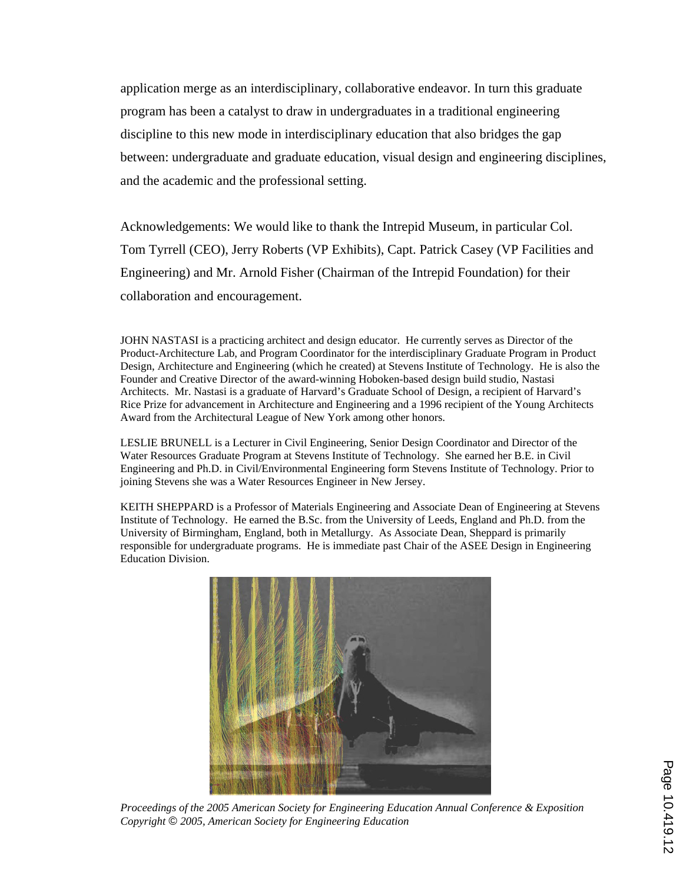application merge as an interdisciplinary, collaborative endeavor. In turn this graduate program has been a catalyst to draw in undergraduates in a traditional engineering discipline to this new mode in interdisciplinary education that also bridges the gap between: undergraduate and graduate education, visual design and engineering disciplines, and the academic and the professional setting.

Acknowledgements: We would like to thank the Intrepid Museum, in particular Col. Tom Tyrrell (CEO), Jerry Roberts (VP Exhibits), Capt. Patrick Casey (VP Facilities and Engineering) and Mr. Arnold Fisher (Chairman of the Intrepid Foundation) for their collaboration and encouragement.

JOHN NASTASI is a practicing architect and design educator. He currently serves as Director of the Product-Architecture Lab, and Program Coordinator for the interdisciplinary Graduate Program in Product Design, Architecture and Engineering (which he created) at Stevens Institute of Technology. He is also the Founder and Creative Director of the award-winning Hoboken-based design build studio, Nastasi Architects. Mr. Nastasi is a graduate of Harvard's Graduate School of Design, a recipient of Harvard's Rice Prize for advancement in Architecture and Engineering and a 1996 recipient of the Young Architects Award from the Architectural League of New York among other honors.

LESLIE BRUNELL is a Lecturer in Civil Engineering, Senior Design Coordinator and Director of the Water Resources Graduate Program at Stevens Institute of Technology. She earned her B.E. in Civil Engineering and Ph.D. in Civil/Environmental Engineering form Stevens Institute of Technology. Prior to joining Stevens she was a Water Resources Engineer in New Jersey.

KEITH SHEPPARD is a Professor of Materials Engineering and Associate Dean of Engineering at Stevens Institute of Technology. He earned the B.Sc. from the University of Leeds, England and Ph.D. from the University of Birmingham, England, both in Metallurgy. As Associate Dean, Sheppard is primarily responsible for undergraduate programs. He is immediate past Chair of the ASEE Design in Engineering Education Division.